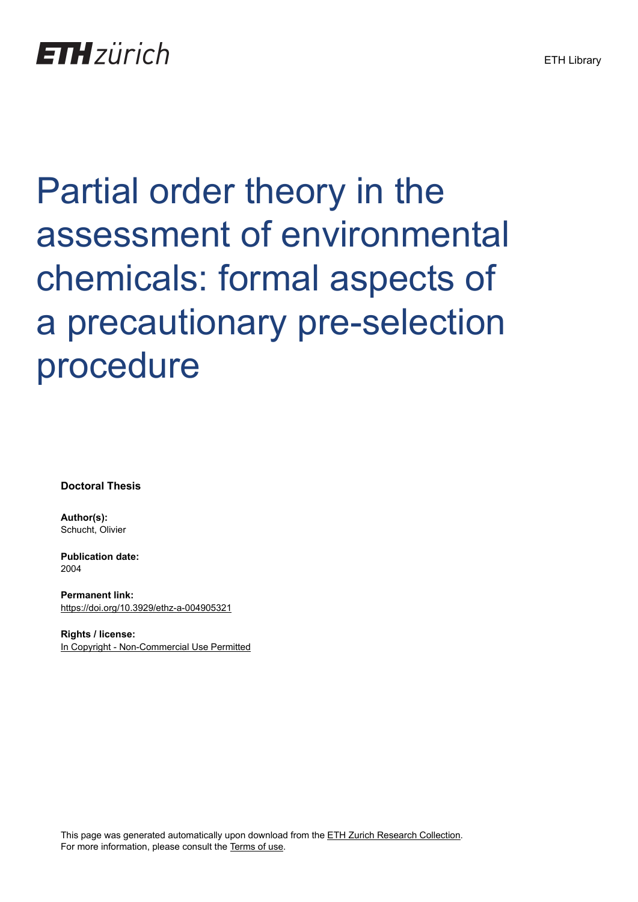ETH Library

# Partial order theory in the assessment of environmental chemicals: formal aspects of a precautionary pre-selection procedure

**Doctoral Thesis**

**Author(s):**
Schucht, Olivier

**Publication date:**
2004

**Permanent link:**
https://doi.org/10.3929/ethz-a-004905321

**Rights / license:**
In Copyright - Non-Commercial Use Permitted

This page was generated automatically upon download from the ETH Zurich Research Collection.
For more information, please consult the Terms of use.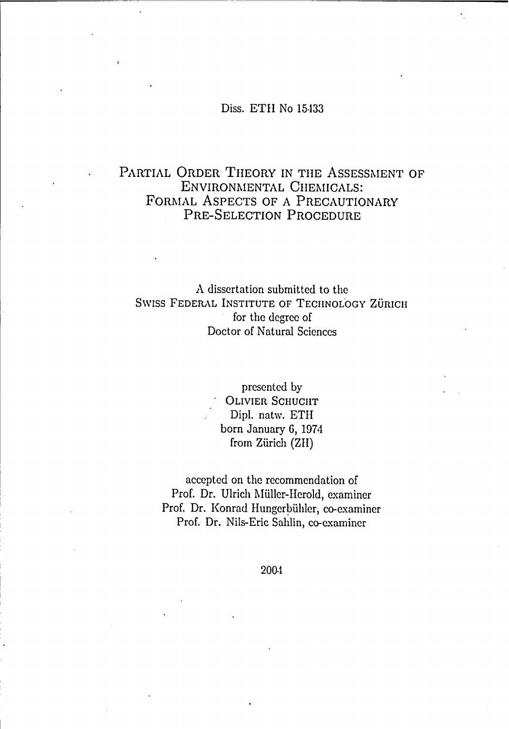Diss. ETH No 15433

# Partial Order Theory in the Assessment of Environmental Chemicals: Formal Aspects of a Precautionary Pre-Selection Procedure

A dissertation submitted to the
Swiss Federal Institute of Technology Zürich
for the degree of
Doctor of Natural Sciences

presented by
Olivier Schucht
Dipl. natw. ETH
born January 6, 1974
from Zürich (ZH)

accepted on the recommendation of
Prof. Dr. Ulrich Müller-Herold, examiner
Prof. Dr. Konrad Hungerbühler, co-examiner
Prof. Dr. Nils-Eric Sahlin, co-examiner

2004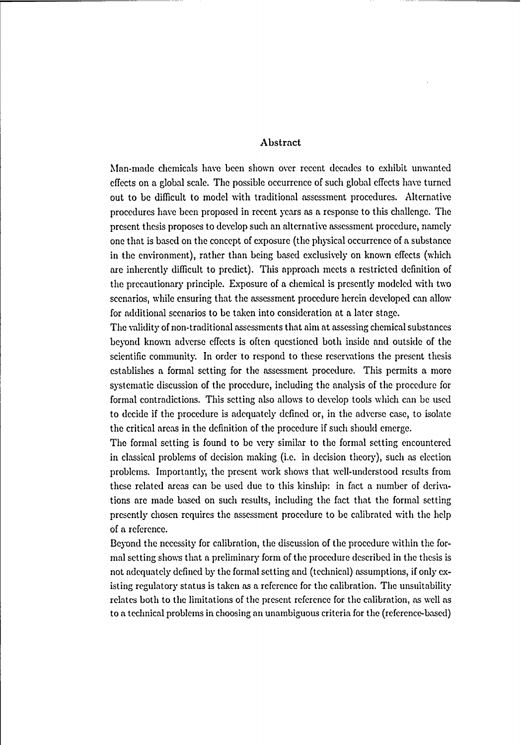## Abstract

Man-made chemicals have been shown over recent decades to exhibit unwanted effects on a global scale. The possible occurrence of such global effects have turned out to be difficult to model with traditional assessment procedures. Alternative procedures have been proposed in recent years as a response to this challenge. The present thesis proposes to develop such an alternative assessment procedure, namely one that is based on the concept of exposure (the physical occurrence of a substance in the environment), rather than being based exclusively on known effects (which are inherently difficult to predict). This approach meets a restricted definition of the precautionary principle. Exposure of a chemical is presently modeled with two scenarios, while ensuring that the assessment procedure herein developed can allow for additional scenarios to be taken into consideration at a later stage.

The validity of non-traditional assessments that aim at assessing chemical substances beyond known adverse effects is often questioned both inside and outside of the scientific community. In order to respond to these reservations the present thesis establishes a formal setting for the assessment procedure. This permits a more systematic discussion of the procedure, including the analysis of the procedure for formal contradictions. This setting also allows to develop tools which can be used to decide if the procedure is adequately defined or, in the adverse case, to isolate the critical areas in the definition of the procedure if such should emerge.

The formal setting is found to be very similar to the formal setting encountered in classical problems of decision making (i.e. in decision theory), such as election problems. Importantly, the present work shows that well-understood results from these related areas can be used due to this kinship: in fact a number of derivations are made based on such results, including the fact that the formal setting presently chosen requires the assessment procedure to be calibrated with the help of a reference.

Beyond the necessity for calibration, the discussion of the procedure within the formal setting shows that a preliminary form of the procedure described in the thesis is not adequately defined by the formal setting and (technical) assumptions, if only existing regulatory status is taken as a reference for the calibration. The unsuitability relates both to the limitations of the present reference for the calibration, as well as to a technical problems in choosing an unambiguous criteria for the (reference-based)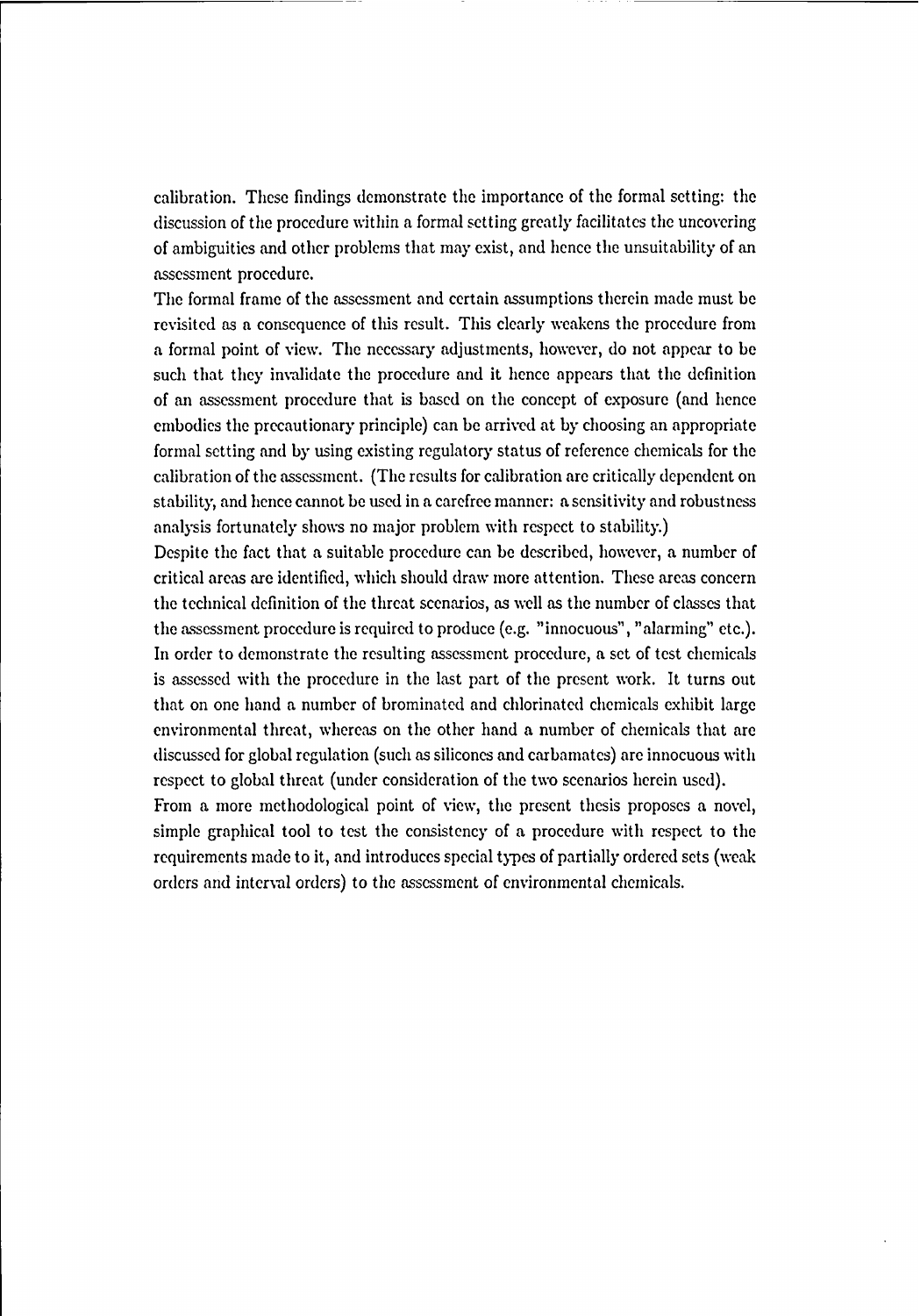calibration. These findings demonstrate the importance of the formal setting: the discussion of the procedure within a formal setting greatly facilitates the uncovering of ambiguities and other problems that may exist, and hence the unsuitability of an assessment procedure.

The formal frame of the assessment and certain assumptions therein made must be revisited as a consequence of this result. This clearly weakens the procedure from a formal point of view. The necessary adjustments, however, do not appear to be such that they invalidate the procedure and it hence appears that the definition of an assessment procedure that is based on the concept of exposure (and hence embodies the precautionary principle) can be arrived at by choosing an appropriate formal setting and by using existing regulatory status of reference chemicals for the calibration of the assessment. (The results for calibration are critically dependent on stability, and hence cannot be used in a carefree manner: a sensitivity and robustness analysis fortunately shows no major problem with respect to stability.)

Despite the fact that a suitable procedure can be described, however, a number of critical areas are identified, which should draw more attention. These areas concern the technical definition of the threat scenarios, as well as the number of classes that the assessment procedure is required to produce (e.g. "innocuous", "alarming" etc.). In order to demonstrate the resulting assessment procedure, a set of test chemicals is assessed with the procedure in the last part of the present work. It turns out that on one hand a number of brominated and chlorinated chemicals exhibit large environmental threat, whereas on the other hand a number of chemicals that are discussed for global regulation (such as silicones and carbamates) are innocuous with respect to global threat (under consideration of the two scenarios herein used).

From a more methodological point of view, the present thesis proposes a novel, simple graphical tool to test the consistency of a procedure with respect to the requirements made to it, and introduces special types of partially ordered sets (weak orders and interval orders) to the assessment of environmental chemicals.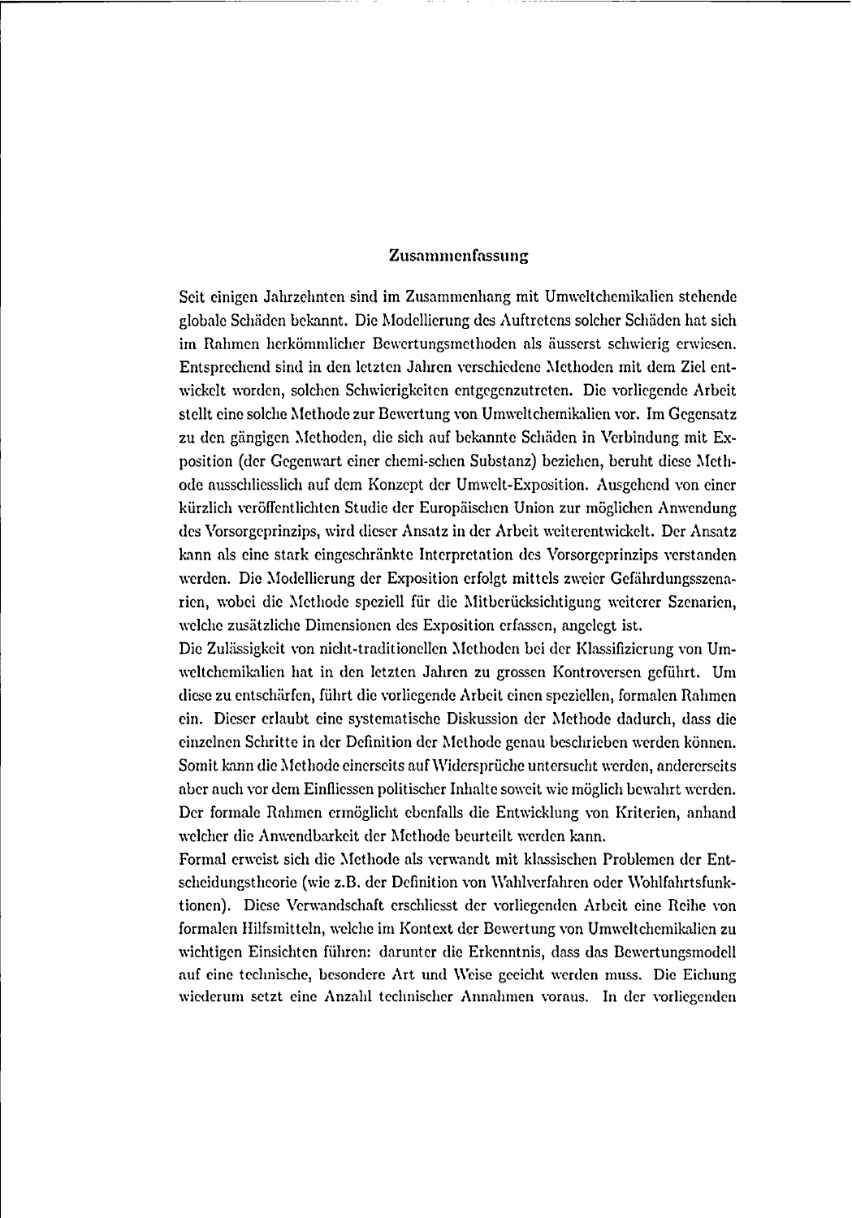## Zusammenfassung

Seit einigen Jahrzehnten sind im Zusammenhang mit Umweltchemikalien stehende globale Schäden bekannt. Die Modellierung des Auftretens solcher Schäden hat sich im Rahmen herkömmlicher Bewertungsmethoden als äusserst schwierig erwiesen. Entsprechend sind in den letzten Jahren verschiedene Methoden mit dem Ziel entwickelt worden, solchen Schwierigkeiten entgegenzutreten. Die vorliegende Arbeit stellt eine solche Methode zur Bewertung von Umweltchemikalien vor. Im Gegensatz zu den gängigen Methoden, die sich auf bekannte Schäden in Verbindung mit Exposition (der Gegenwart einer chemi-schen Substanz) beziehen, beruht diese Methode ausschliesslich auf dem Konzept der Umwelt-Exposition. Ausgehend von einer kürzlich veröffentlichten Studie der Europäischen Union zur möglichen Anwendung des Vorsorgeprinzips, wird dieser Ansatz in der Arbeit weiterentwickelt. Der Ansatz kann als eine stark eingeschränkte Interpretation des Vorsorgeprinzips verstanden werden. Die Modellierung der Exposition erfolgt mittels zweier Gefährdungsszenarien, wobei die Methode speziell für die Mitberücksichtigung weiterer Szenarien, welche zusätzliche Dimensionen des Exposition erfassen, angelegt ist.

Die Zulässigkeit von nicht-traditionellen Methoden bei der Klassifizierung von Umweltchemikalien hat in den letzten Jahren zu grossen Kontroversen geführt. Um diese zu entschärfen, führt die vorliegende Arbeit einen speziellen, formalen Rahmen ein. Dieser erlaubt eine systematische Diskussion der Methode dadurch, dass die einzelnen Schritte in der Definition der Methode genau beschrieben werden können. Somit kann die Methode einerseits auf Widersprüche untersucht werden, andererseits aber auch vor dem Einfliessen politischer Inhalte soweit wie möglich bewahrt werden. Der formale Rahmen ermöglicht ebenfalls die Entwicklung von Kriterien, anhand welcher die Anwendbarkeit der Methode beurteilt werden kann.

Formal erweist sich die Methode als verwandt mit klassischen Problemen der Entscheidungstheorie (wie z.B. der Definition von Wahlverfahren oder Wohlfahrtsfunktionen). Diese Verwandschaft erschliesst der vorliegenden Arbeit eine Reihe von formalen Hilfsmitteln, welche im Kontext der Bewertung von Umweltchemikalien zu wichtigen Einsichten führen: darunter die Erkenntnis, dass das Bewertungsmodell auf eine technische, besondere Art und Weise geeicht werden muss. Die Eichung wiederum setzt eine Anzahl technischer Annahmen voraus. In der vorliegenden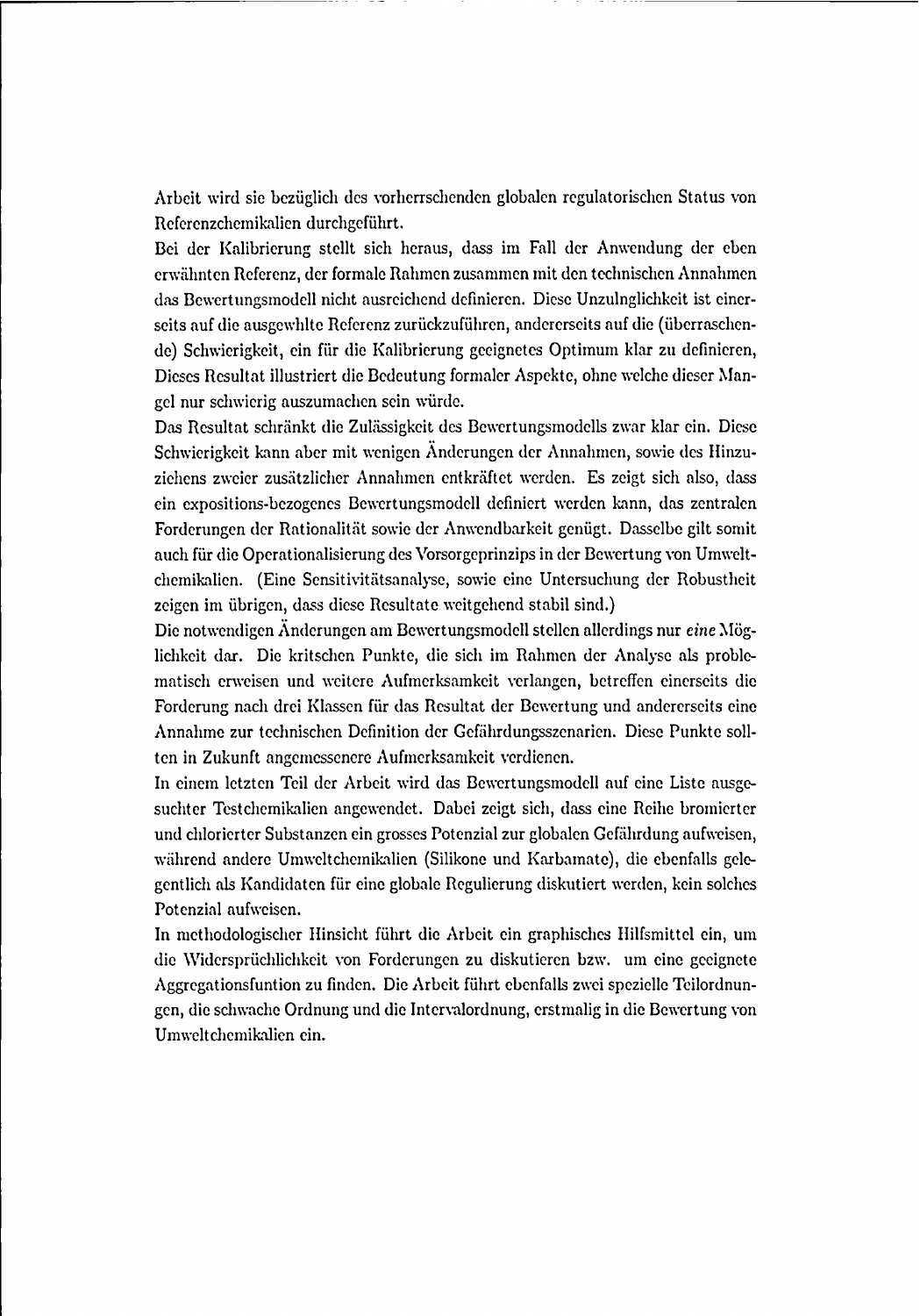Arbeit wird sie bezüglich des vorherrschenden globalen regulatorischen Status von Referenzchemikalien durchgeführt.

Bei der Kalibrierung stellt sich heraus, dass im Fall der Anwendung der eben erwähnten Referenz, der formale Rahmen zusammen mit den technischen Annahmen das Bewertungsmodell nicht ausreichend definieren. Diese Unzulnglichkeit ist einerseits auf die ausgewählte Referenz zurückzuführen, andererseits auf die (überraschende) Schwierigkeit, ein für die Kalibrierung geeignetes Optimum klar zu definieren, Dieses Resultat illustriert die Bedeutung formaler Aspekte, ohne welche dieser Mangel nur schwierig auszumachen sein würde.

Das Resultat schränkt die Zulässigkeit des Bewertungsmodells zwar klar ein. Diese Schwierigkeit kann aber mit wenigen Änderungen der Annahmen, sowie des Hinzuziehens zweier zusätzlicher Annahmen entkräftet werden. Es zeigt sich also, dass ein expositions-bezogenes Bewertungsmodell definiert werden kann, das zentralen Forderungen der Rationalität sowie der Anwendbarkeit genügt. Dasselbe gilt somit auch für die Operationalisierung des Vorsorgeprinzips in der Bewertung von Umweltchemikalien. (Eine Sensitivitätsanalyse, sowie eine Untersuchung der Robustheit zeigen im übrigen, dass diese Resultate weitgehend stabil sind.)

Die notwendigen Änderungen am Bewertungsmodell stellen allerdings nur *eine* Möglichkeit dar. Die kritschen Punkte, die sich im Rahmen der Analyse als problematisch erweisen und weitere Aufmerksamkeit verlangen, betreffen einerseits die Forderung nach drei Klassen für das Resultat der Bewertung und andererseits eine Annahme zur technischen Definition der Gefährdungsszenarien. Diese Punkte sollten in Zukunft angemessenere Aufmerksamkeit verdienen.

In einem letzten Teil der Arbeit wird das Bewertungsmodell auf eine Liste ausgesuchter Testchemikalien angewendet. Dabei zeigt sich, dass eine Reihe bromierter und chlorierter Substanzen ein grosses Potenzial zur globalen Gefährdung aufweisen, während andere Umweltchemikalien (Silikone und Karbamate), die ebenfalls gelegentlich als Kandidaten für eine globale Regulierung diskutiert werden, kein solches Potenzial aufweisen.

In methodologischer Hinsicht führt die Arbeit ein graphisches Hilfsmittel ein, um die Widersprüchlichkeit von Forderungen zu diskutieren bzw. um eine geeignete Aggregationsfuntion zu finden. Die Arbeit führt ebenfalls zwei spezielle Teilordnungen, die schwache Ordnung und die Intervalordnung, erstmalig in die Bewertung von Umweltchemikalien ein.